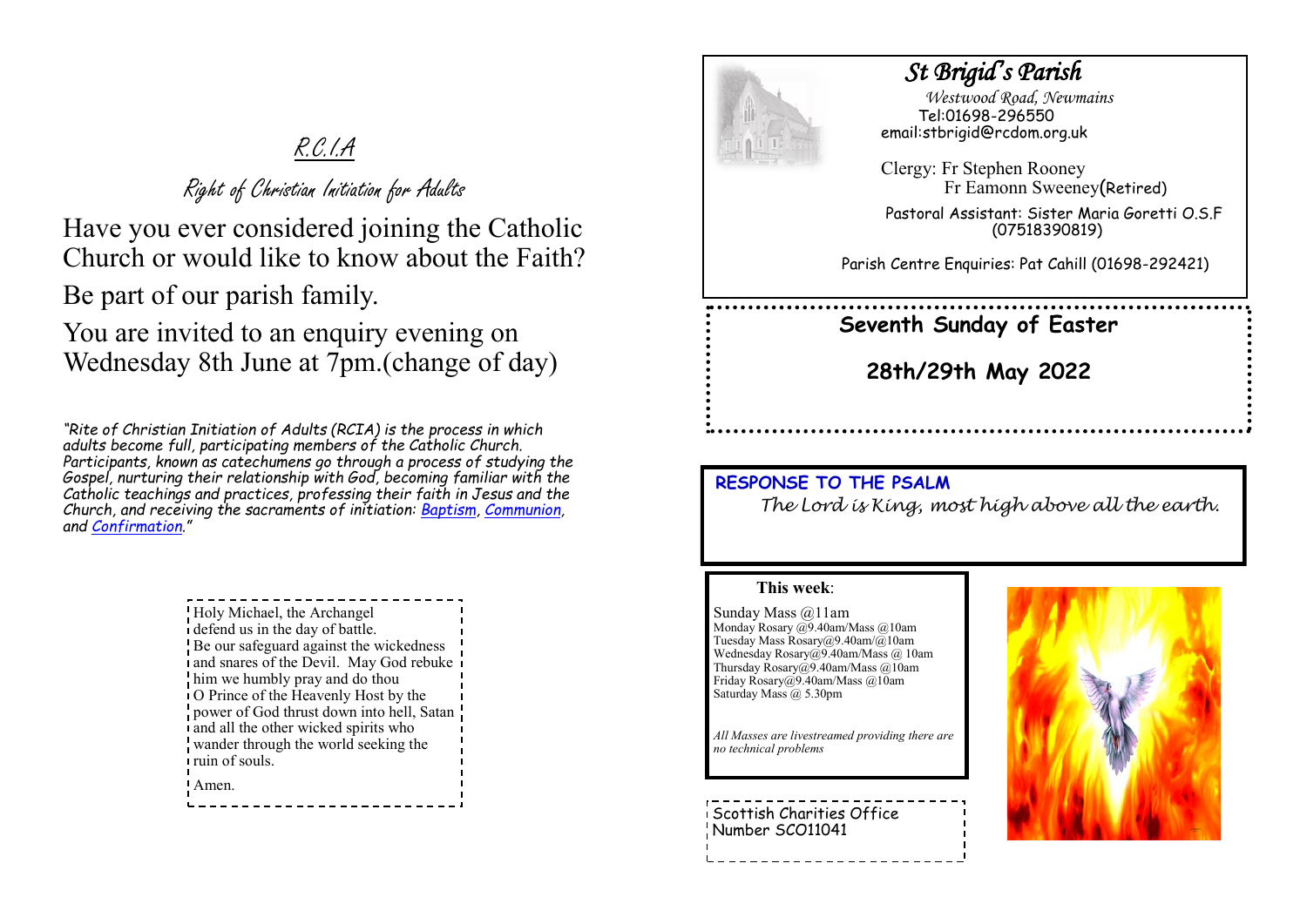## R.C.I.A

### Right of Christian Initiation for Adults

Have you ever considered joining the Catholic Church or would like to know about the Faith?

Be part of our parish family.

You are invited to an enquiry evening on Wednesday 8th June at 7pm.(change of day)

*"Rite of Christian Initiation of Adults (RCIA) is the process in which adults become full, participating members of the Catholic Church. Participants, known as catechumens go through a process of studying the Gospel, nurturing their relationship with God, becoming familiar with the Catholic teachings and practices, professing their faith in Jesus and the Church, and receiving the sacraments of initiation: Baptism, Communion, and Confirmation."*

Holy Michael, the Archangel
defend us in the day of battle.
Be our safeguard against the wickedness and snares of the Devil. May God rebuke him we humbly pray and do thou O Prince of the Heavenly Host by the power of God thrust down into hell, Satan and all the other wicked spirits who wander through the world seeking the ruin of souls.

Amen.

# *St Brigid's Parish*

*Westwood Road, Newmains*
Tel:01698-296550
email:stbrigid@rcdom.org.uk

Clergy: Fr Stephen Rooney
Fr Eamonn Sweeney(Retired)

Pastoral Assistant: Sister Maria Goretti O.S.F (07518390819)

Parish Centre Enquiries: Pat Cahill (01698-292421)

## Seventh Sunday of Easter

## 28th/29th May 2022

**RESPONSE TO THE PSALM**

*The Lord is King, most high above all the earth.*

**This week**:

Sunday Mass @11am
Monday Rosary @9.40am/Mass @10am
Tuesday Mass Rosary@9.40am/@10am
Wednesday Rosary@9.40am/Mass @ 10am
Thursday Rosary@9.40am/Mass @10am
Friday Rosary@9.40am/Mass @10am
Saturday Mass @ 5.30pm

*All Masses are livestreamed providing there are no technical problems*

Scottish Charities Office Number SCO11041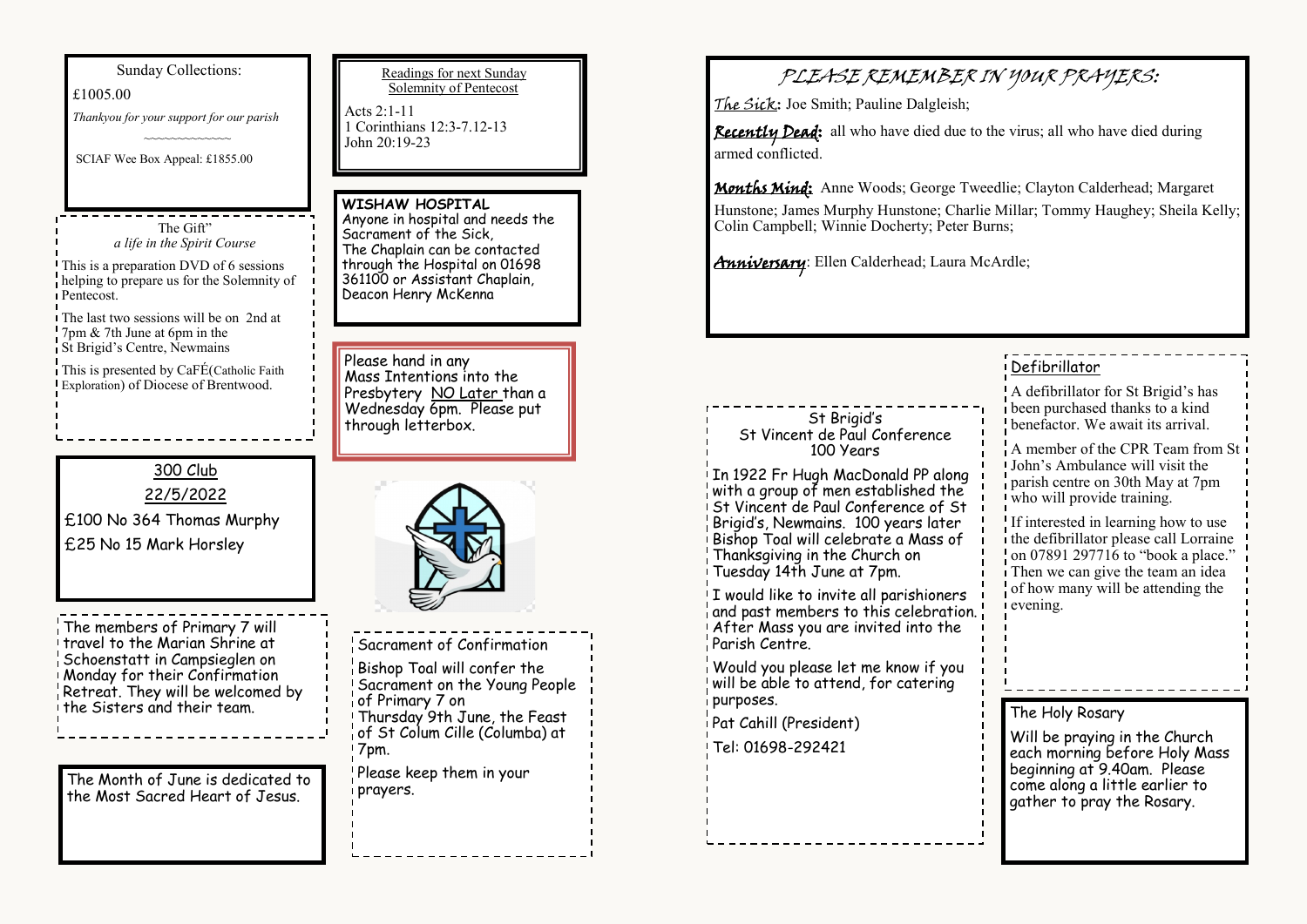Sunday Collections:

£1005.00

*Thankyou for your support for our parish*

~~~~~~~~~~~~

SCIAF Wee Box Appeal: £1855.00

The Gift"
*a life in the Spirit Course*

This is a preparation DVD of 6 sessions helping to prepare us for the Solemnity of Pentecost.

The last two sessions will be on 2nd at 7pm & 7th June at 6pm in the St Brigid's Centre, Newmains

This is presented by CaFÉ(Catholic Faith Exploration) of Diocese of Brentwood.

300 Club
22/5/2022

£100 No 364 Thomas Murphy

£25 No 15 Mark Horsley

The members of Primary 7 will travel to the Marian Shrine at Schoenstatt in Campsieglen on Monday for their Confirmation Retreat. They will be welcomed by the Sisters and their team.

The Month of June is dedicated to the Most Sacred Heart of Jesus.

Readings for next Sunday
Solemnity of Pentecost

Acts 2:1-11
1 Corinthians 12:3-7.12-13
John 20:19-23

**WISHAW HOSPITAL**
Anyone in hospital and needs the Sacrament of the Sick,
The Chaplain can be contacted through the Hospital on 01698 361100 or Assistant Chaplain, Deacon Henry McKenna

Please hand in any Mass Intentions into the Presbytery NO Later than a Wednesday 6pm. Please put through letterbox.

Sacrament of Confirmation

Bishop Toal will confer the Sacrament on the Young People of Primary 7 on Thursday 9th June, the Feast of St Colum Cille (Columba) at 7pm.

Please keep them in your prayers.

## PLEASE REMEMBER IN YOUR PRAYERS:

*The Sick*: Joe Smith; Pauline Dalgleish;

***Recently Dead***: all who have died due to the virus; all who have died during armed conflicted.

***Months Mind***: Anne Woods; George Tweedlie; Clayton Calderhead; Margaret Hunstone; James Murphy Hunstone; Charlie Millar; Tommy Haughey; Sheila Kelly; Colin Campbell; Winnie Docherty; Peter Burns;

***Anniversary***: Ellen Calderhead; Laura McArdle;

St Brigid's
St Vincent de Paul Conference
100 Years

In 1922 Fr Hugh MacDonald PP along with a group of men established the St Vincent de Paul Conference of St Brigid's, Newmains. 100 years later Bishop Toal will celebrate a Mass of Thanksgiving in the Church on Tuesday 14th June at 7pm.

I would like to invite all parishioners and past members to this celebration. After Mass you are invited into the Parish Centre.

Would you please let me know if you will be able to attend, for catering purposes.

Pat Cahill (President)

Tel: 01698-292421

Defibrillator

A defibrillator for St Brigid's has been purchased thanks to a kind benefactor. We await its arrival.

A member of the CPR Team from St John's Ambulance will visit the parish centre on 30th May at 7pm who will provide training.

If interested in learning how to use the defibrillator please call Lorraine on 07891 297716 to "book a place." Then we can give the team an idea of how many will be attending the evening.

The Holy Rosary

Will be praying in the Church each morning before Holy Mass beginning at 9.40am. Please come along a little earlier to gather to pray the Rosary.